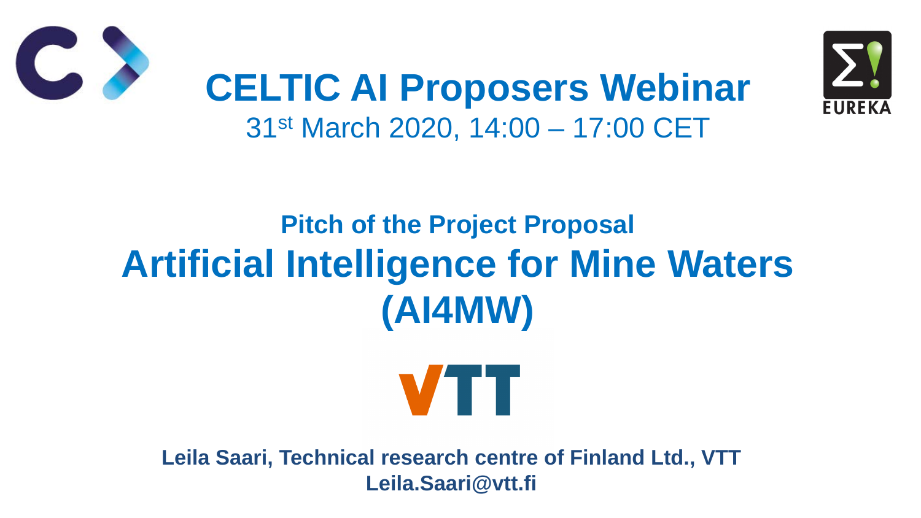# CELTIC AI Proposers Webinar

31st March 2020, 14:00 – 17:00 CET

## Pitch of the Project Proposal

# Artificial Intelligence for Mine Waters (AI4MW)

**Leila Saari, Technical research centre of Finland Ltd., VTT**
**Leila.Saari@vtt.fi**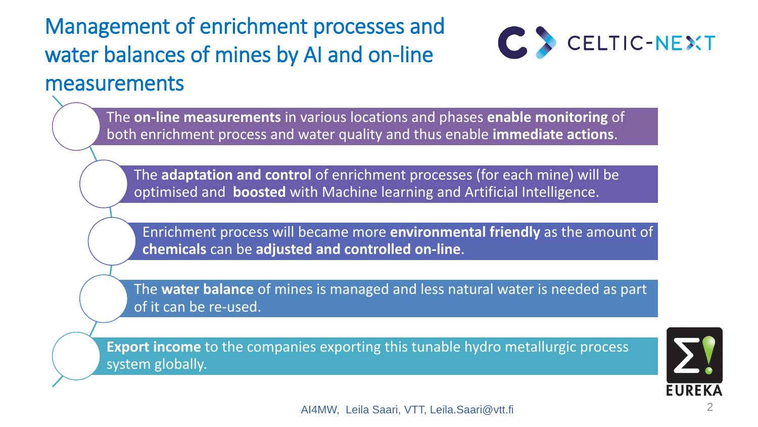# Management of enrichment processes and water balances of mines by AI and on-line measurements

- The **on-line measurements** in various locations and phases **enable monitoring** of both enrichment process and water quality and thus enable **immediate actions**.
- The **adaptation and control** of enrichment processes (for each mine) will be optimised and **boosted** with Machine learning and Artificial Intelligence.
- Enrichment process will became more **environmental friendly** as the amount of **chemicals** can be **adjusted and controlled on-line**.
- The **water balance** of mines is managed and less natural water is needed as part of it can be re-used.
- **Export income** to the companies exporting this tunable hydro metallurgic process system globally.

AI4MW, Leila Saari, VTT, Leila.Saari@vtt.fi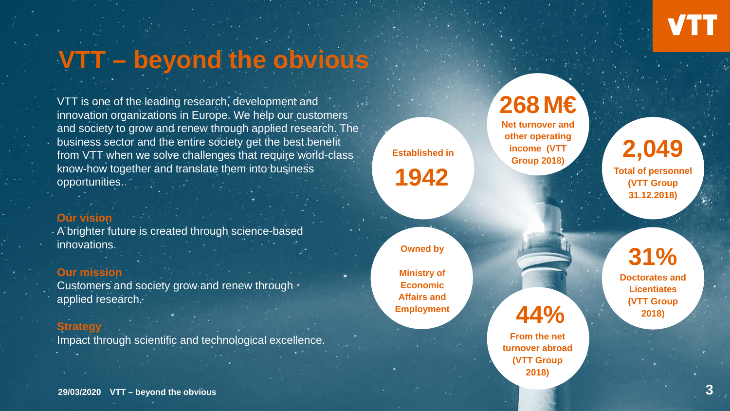# VTT – beyond the obvious

VTT is one of the leading research, development and innovation organizations in Europe. We help our customers and society to grow and renew through applied research. The business sector and the entire society get the best benefit from VTT when we solve challenges that require world-class know-how together and translate them into business opportunities.

**Our vision**
A brighter future is created through science-based innovations.

**Our mission**
Customers and society grow and renew through applied research.

**Strategy**
Impact through scientific and technological excellence.

**Established in**
**1942**

**268 M€**
Net turnover and other operating income (VTT Group 2018)

**2,049**
Total of personnel (VTT Group 31.12.2018)

**Owned by**
Ministry of Economic Affairs and Employment

**44%**
From the net turnover abroad (VTT Group 2018)

**31%**
Doctorates and Licentiates (VTT Group 2018)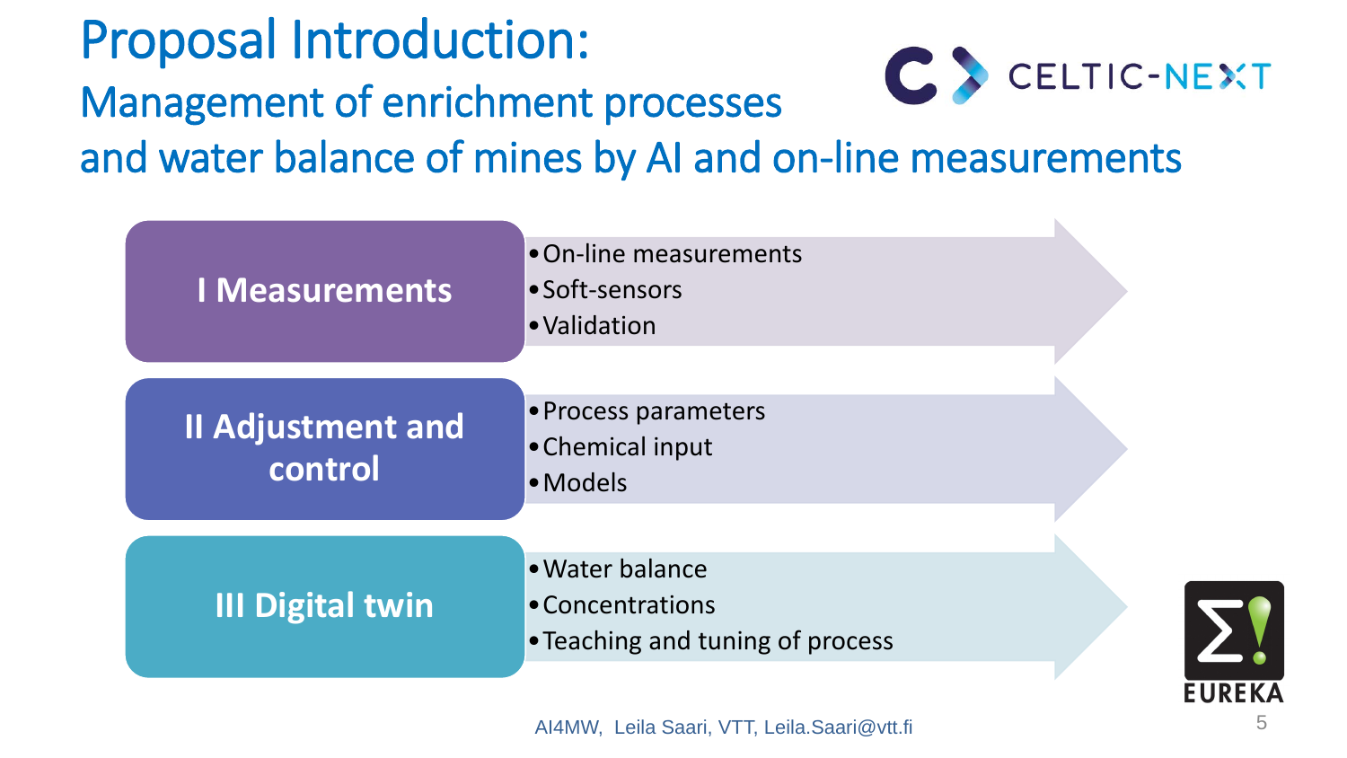# Proposal Introduction:

## Management of enrichment processes and water balance of mines by AI and on-line measurements

CELTIC-NEXT

**I Measurements**

- On-line measurements
- Soft-sensors
- Validation

**II Adjustment and control**

- Process parameters
- Chemical input
- Models

**III Digital twin**

- Water balance
- Concentrations
- Teaching and tuning of process

EUREKA

AI4MW, Leila Saari, VTT, Leila.Saari@vtt.fi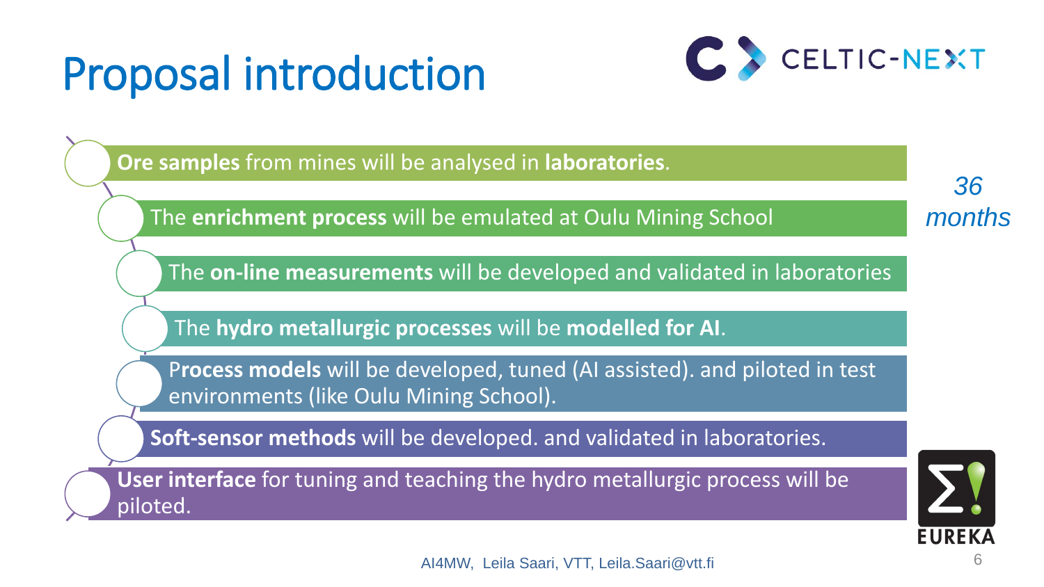# Proposal introduction

- **Ore samples** from mines will be analysed in **laboratories**.
- The **enrichment process** will be emulated at Oulu Mining School
- The **on-line measurements** will be developed and validated in laboratories
- The **hydro metallurgic processes** will be **modelled for AI**.
- P**rocess models** will be developed, tuned (AI assisted). and piloted in test environments (like Oulu Mining School).
- **Soft-sensor methods** will be developed. and validated in laboratories.
- **User interface** for tuning and teaching the hydro metallurgic process will be piloted.

*36 months*

AI4MW, Leila Saari, VTT, Leila.Saari@vtt.fi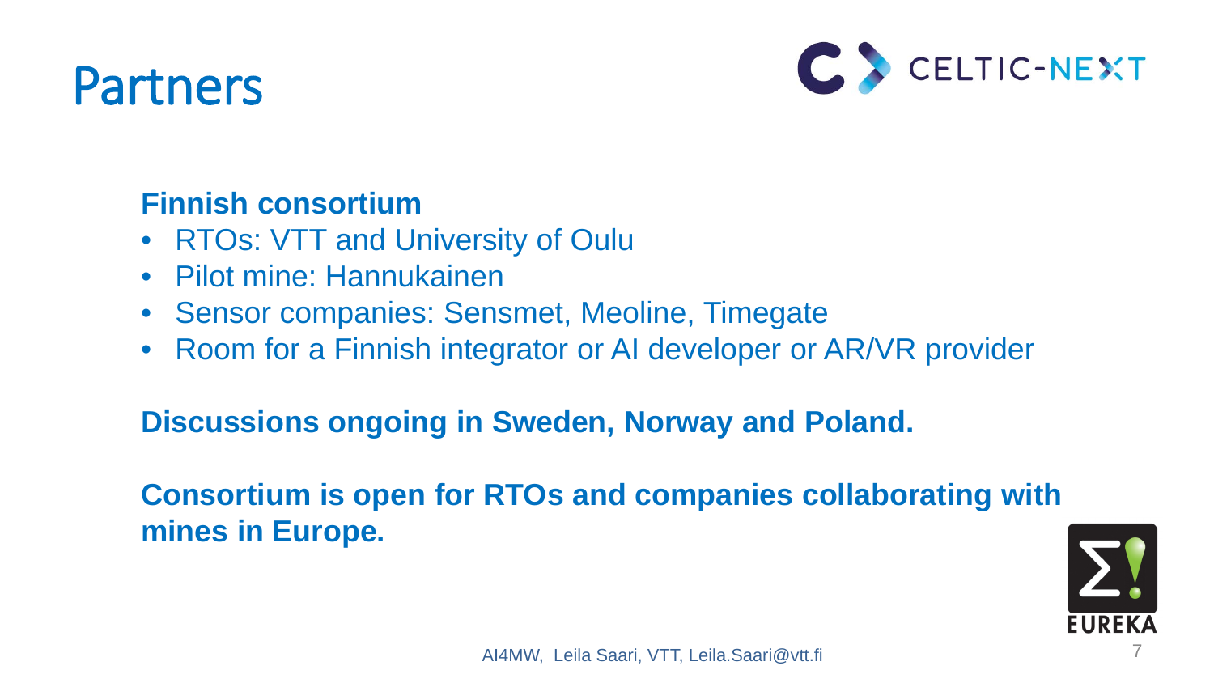# Partners

**Finnish consortium**

- RTOs: VTT and University of Oulu
- Pilot mine: Hannukainen
- Sensor companies: Sensmet, Meoline, Timegate
- Room for a Finnish integrator or AI developer or AR/VR provider

**Discussions ongoing in Sweden, Norway and Poland.**

**Consortium is open for RTOs and companies collaborating with mines in Europe.**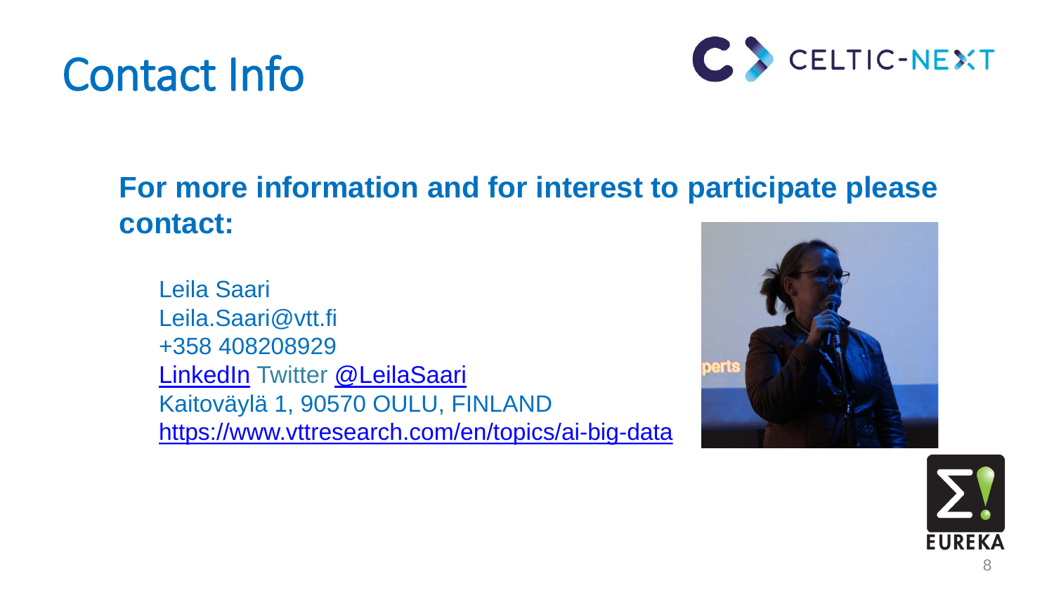# Contact Info

**For more information and for interest to participate please contact:**

Leila Saari
Leila.Saari@vtt.fi
+358 408208929
LinkedIn Twitter @LeilaSaari
Kaitoväylä 1, 90570 OULU, FINLAND
https://www.vttresearch.com/en/topics/ai-big-data